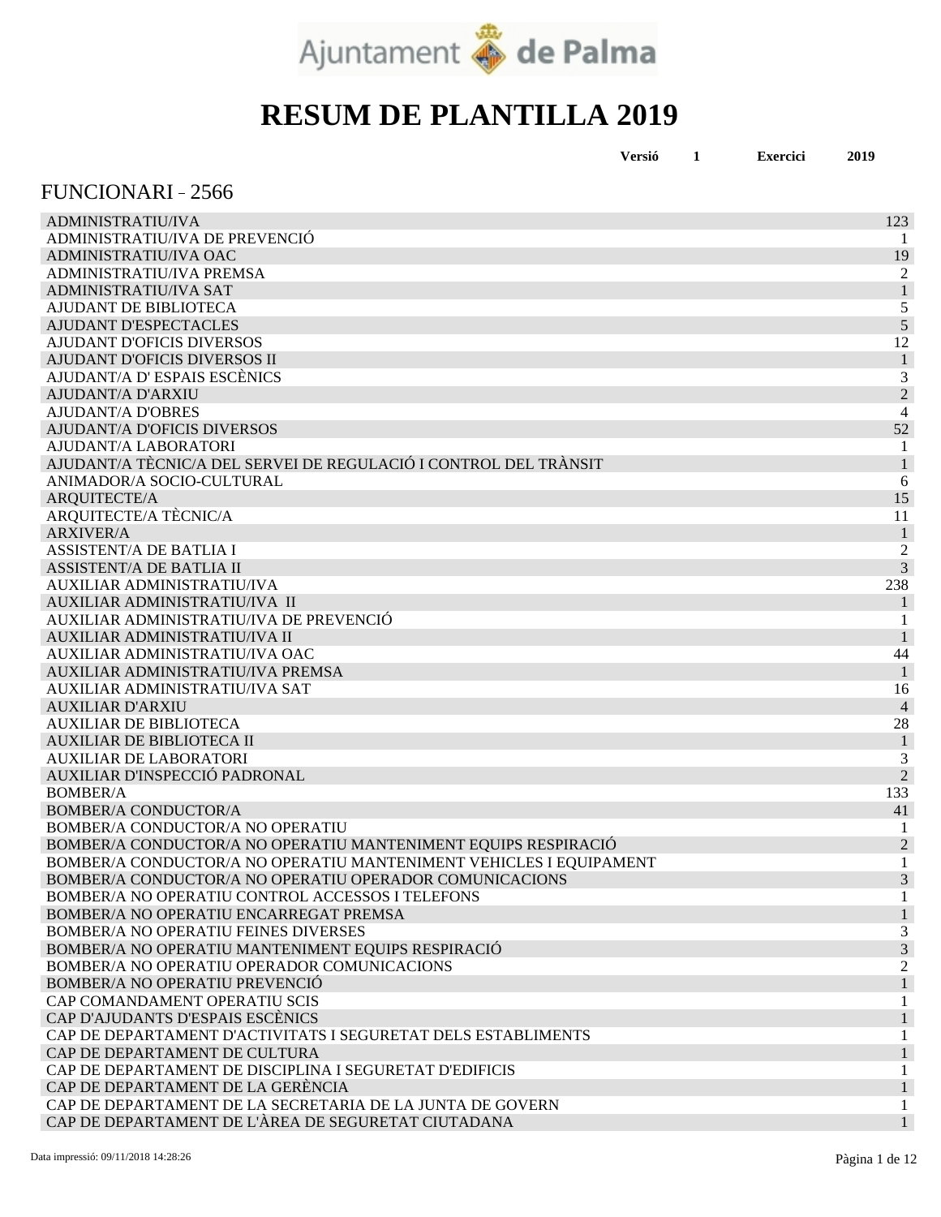Ajuntament de Palma

# RESUM DE PLANTILLA 2019

**Versió** **1** **Exercici** **2019**

## FUNCIONARI - 2566

| | |
|---|---|
| ADMINISTRATIU/IVA | 123 |
| ADMINISTRATIU/IVA DE PREVENCIÓ | 1 |
| ADMINISTRATIU/IVA OAC | 19 |
| ADMINISTRATIU/IVA PREMSA | 2 |
| ADMINISTRATIU/IVA SAT | 1 |
| AJUDANT DE BIBLIOTECA | 5 |
| AJUDANT D'ESPECTACLES | 5 |
| AJUDANT D'OFICIS DIVERSOS | 12 |
| AJUDANT D'OFICIS DIVERSOS II | 1 |
| AJUDANT/A D' ESPAIS ESCÈNICS | 3 |
| AJUDANT/A D'ARXIU | 2 |
| AJUDANT/A D'OBRES | 4 |
| AJUDANT/A D'OFICIS DIVERSOS | 52 |
| AJUDANT/A LABORATORI | 1 |
| AJUDANT/A TÈCNIC/A DEL SERVEI DE REGULACIÓ I CONTROL DEL TRÀNSIT | 1 |
| ANIMADOR/A SOCIO-CULTURAL | 6 |
| ARQUITECTE/A | 15 |
| ARQUITECTE/A TÈCNIC/A | 11 |
| ARXIVER/A | 1 |
| ASSISTENT/A DE BATLIA I | 2 |
| ASSISTENT/A DE BATLIA II | 3 |
| AUXILIAR ADMINISTRATIU/IVA | 238 |
| AUXILIAR ADMINISTRATIU/IVA II | 1 |
| AUXILIAR ADMINISTRATIU/IVA DE PREVENCIÓ | 1 |
| AUXILIAR ADMINISTRATIU/IVA II | 1 |
| AUXILIAR ADMINISTRATIU/IVA OAC | 44 |
| AUXILIAR ADMINISTRATIU/IVA PREMSA | 1 |
| AUXILIAR ADMINISTRATIU/IVA SAT | 16 |
| AUXILIAR D'ARXIU | 4 |
| AUXILIAR DE BIBLIOTECA | 28 |
| AUXILIAR DE BIBLIOTECA II | 1 |
| AUXILIAR DE LABORATORI | 3 |
| AUXILIAR D'INSPECCIÓ PADRONAL | 2 |
| BOMBER/A | 133 |
| BOMBER/A CONDUCTOR/A | 41 |
| BOMBER/A CONDUCTOR/A NO OPERATIU | 1 |
| BOMBER/A CONDUCTOR/A NO OPERATIU MANTENIMENT EQUIPS RESPIRACIÓ | 2 |
| BOMBER/A CONDUCTOR/A NO OPERATIU MANTENIMENT VEHICLES I EQUIPAMENT | 1 |
| BOMBER/A CONDUCTOR/A NO OPERATIU OPERADOR COMUNICACIONS | 3 |
| BOMBER/A NO OPERATIU CONTROL ACCESSOS I TELEFONS | 1 |
| BOMBER/A NO OPERATIU ENCARREGAT PREMSA | 1 |
| BOMBER/A NO OPERATIU FEINES DIVERSES | 3 |
| BOMBER/A NO OPERATIU MANTENIMENT EQUIPS RESPIRACIÓ | 3 |
| BOMBER/A NO OPERATIU OPERADOR COMUNICACIONS | 2 |
| BOMBER/A NO OPERATIU PREVENCIÓ | 1 |
| CAP COMANDAMENT OPERATIU SCIS | 1 |
| CAP D'AJUDANTS D'ESPAIS ESCÈNICS | 1 |
| CAP DE DEPARTAMENT D'ACTIVITATS I SEGURETAT DELS ESTABLIMENTS | 1 |
| CAP DE DEPARTAMENT DE CULTURA | 1 |
| CAP DE DEPARTAMENT DE DISCIPLINA I SEGURETAT D'EDIFICIS | 1 |
| CAP DE DEPARTAMENT DE LA GERÈNCIA | 1 |
| CAP DE DEPARTAMENT DE LA SECRETARIA DE LA JUNTA DE GOVERN | 1 |
| CAP DE DEPARTAMENT DE L'ÀREA DE SEGURETAT CIUTADANA | 1 |

Data impressió: 09/11/2018 14:28:26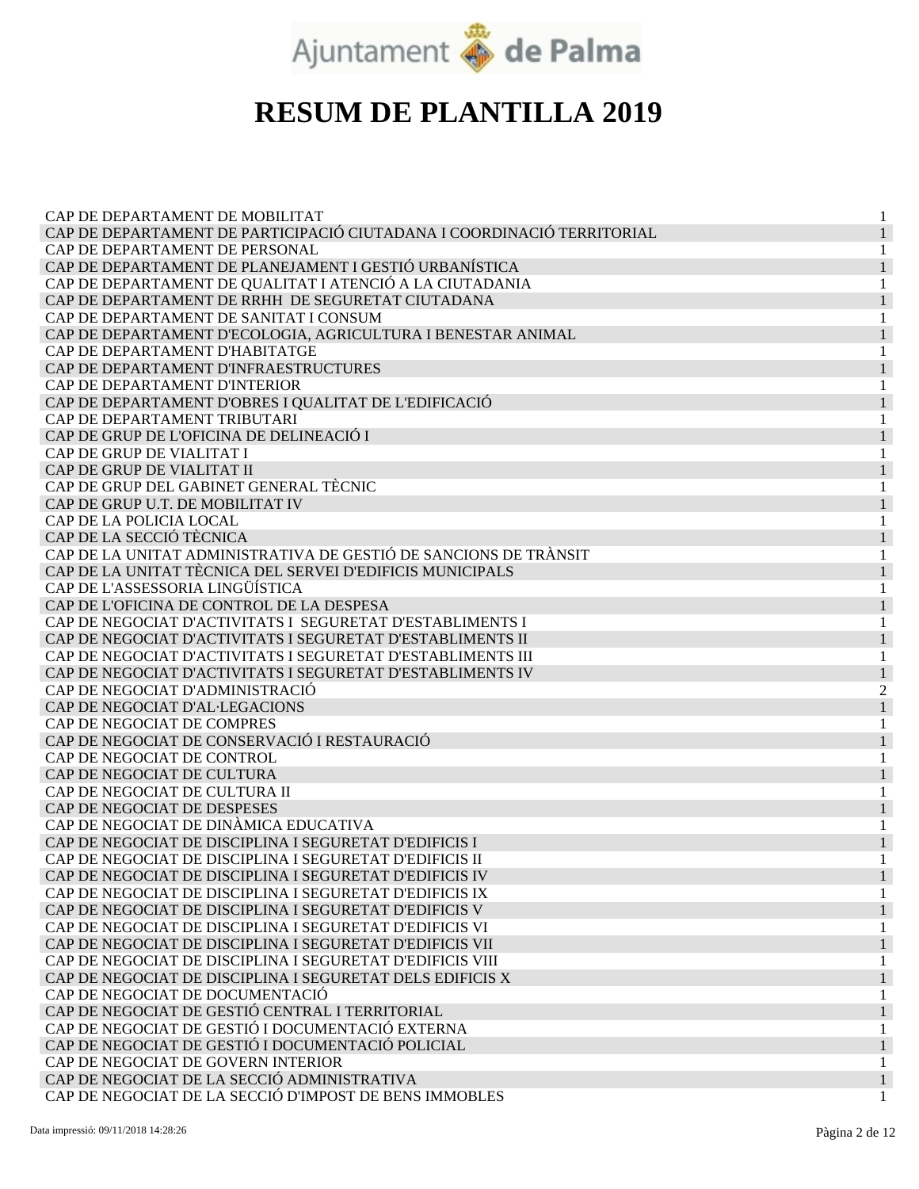# RESUM DE PLANTILLA 2019

| | |
|---|---|
| CAP DE DEPARTAMENT DE MOBILITAT | 1 |
| CAP DE DEPARTAMENT DE PARTICIPACIÓ CIUTADANA I COORDINACIÓ TERRITORIAL | 1 |
| CAP DE DEPARTAMENT DE PERSONAL | 1 |
| CAP DE DEPARTAMENT DE PLANEJAMENT I GESTIÓ URBANÍSTICA | 1 |
| CAP DE DEPARTAMENT DE QUALITAT I ATENCIÓ A LA CIUTADANIA | 1 |
| CAP DE DEPARTAMENT DE RRHH DE SEGURETAT CIUTADANA | 1 |
| CAP DE DEPARTAMENT DE SANITAT I CONSUM | 1 |
| CAP DE DEPARTAMENT D'ECOLOGIA, AGRICULTURA I BENESTAR ANIMAL | 1 |
| CAP DE DEPARTAMENT D'HABITATGE | 1 |
| CAP DE DEPARTAMENT D'INFRAESTRUCTURES | 1 |
| CAP DE DEPARTAMENT D'INTERIOR | 1 |
| CAP DE DEPARTAMENT D'OBRES I QUALITAT DE L'EDIFICACIÓ | 1 |
| CAP DE DEPARTAMENT TRIBUTARI | 1 |
| CAP DE GRUP DE L'OFICINA DE DELINEACIÓ I | 1 |
| CAP DE GRUP DE VIALITAT I | 1 |
| CAP DE GRUP DE VIALITAT II | 1 |
| CAP DE GRUP DEL GABINET GENERAL TÈCNIC | 1 |
| CAP DE GRUP U.T. DE MOBILITAT IV | 1 |
| CAP DE LA POLICIA LOCAL | 1 |
| CAP DE LA SECCIÓ TÈCNICA | 1 |
| CAP DE LA UNITAT ADMINISTRATIVA DE GESTIÓ DE SANCIONS DE TRÀNSIT | 1 |
| CAP DE LA UNITAT TÈCNICA DEL SERVEI D'EDIFICIS MUNICIPALS | 1 |
| CAP DE L'ASSESSORIA LINGÜÍSTICA | 1 |
| CAP DE L'OFICINA DE CONTROL DE LA DESPESA | 1 |
| CAP DE NEGOCIAT D'ACTIVITATS I SEGURETAT D'ESTABLIMENTS I | 1 |
| CAP DE NEGOCIAT D'ACTIVITATS I SEGURETAT D'ESTABLIMENTS II | 1 |
| CAP DE NEGOCIAT D'ACTIVITATS I SEGURETAT D'ESTABLIMENTS III | 1 |
| CAP DE NEGOCIAT D'ACTIVITATS I SEGURETAT D'ESTABLIMENTS IV | 1 |
| CAP DE NEGOCIAT D'ADMINISTRACIÓ | 2 |
| CAP DE NEGOCIAT D'AL·LEGACIONS | 1 |
| CAP DE NEGOCIAT DE COMPRES | 1 |
| CAP DE NEGOCIAT DE CONSERVACIÓ I RESTAURACIÓ | 1 |
| CAP DE NEGOCIAT DE CONTROL | 1 |
| CAP DE NEGOCIAT DE CULTURA | 1 |
| CAP DE NEGOCIAT DE CULTURA II | 1 |
| CAP DE NEGOCIAT DE DESPESES | 1 |
| CAP DE NEGOCIAT DE DINÀMICA EDUCATIVA | 1 |
| CAP DE NEGOCIAT DE DISCIPLINA I SEGURETAT D'EDIFICIS I | 1 |
| CAP DE NEGOCIAT DE DISCIPLINA I SEGURETAT D'EDIFICIS II | 1 |
| CAP DE NEGOCIAT DE DISCIPLINA I SEGURETAT D'EDIFICIS IV | 1 |
| CAP DE NEGOCIAT DE DISCIPLINA I SEGURETAT D'EDIFICIS IX | 1 |
| CAP DE NEGOCIAT DE DISCIPLINA I SEGURETAT D'EDIFICIS V | 1 |
| CAP DE NEGOCIAT DE DISCIPLINA I SEGURETAT D'EDIFICIS VI | 1 |
| CAP DE NEGOCIAT DE DISCIPLINA I SEGURETAT D'EDIFICIS VII | 1 |
| CAP DE NEGOCIAT DE DISCIPLINA I SEGURETAT D'EDIFICIS VIII | 1 |
| CAP DE NEGOCIAT DE DISCIPLINA I SEGURETAT DELS EDIFICIS X | 1 |
| CAP DE NEGOCIAT DE DOCUMENTACIÓ | 1 |
| CAP DE NEGOCIAT DE GESTIÓ CENTRAL I TERRITORIAL | 1 |
| CAP DE NEGOCIAT DE GESTIÓ I DOCUMENTACIÓ EXTERNA | 1 |
| CAP DE NEGOCIAT DE GESTIÓ I DOCUMENTACIÓ POLICIAL | 1 |
| CAP DE NEGOCIAT DE GOVERN INTERIOR | 1 |
| CAP DE NEGOCIAT DE LA SECCIÓ ADMINISTRATIVA | 1 |
| CAP DE NEGOCIAT DE LA SECCIÓ D'IMPOST DE BENS IMMOBLES | 1 |

Data impressió: 09/11/2018 14:28:26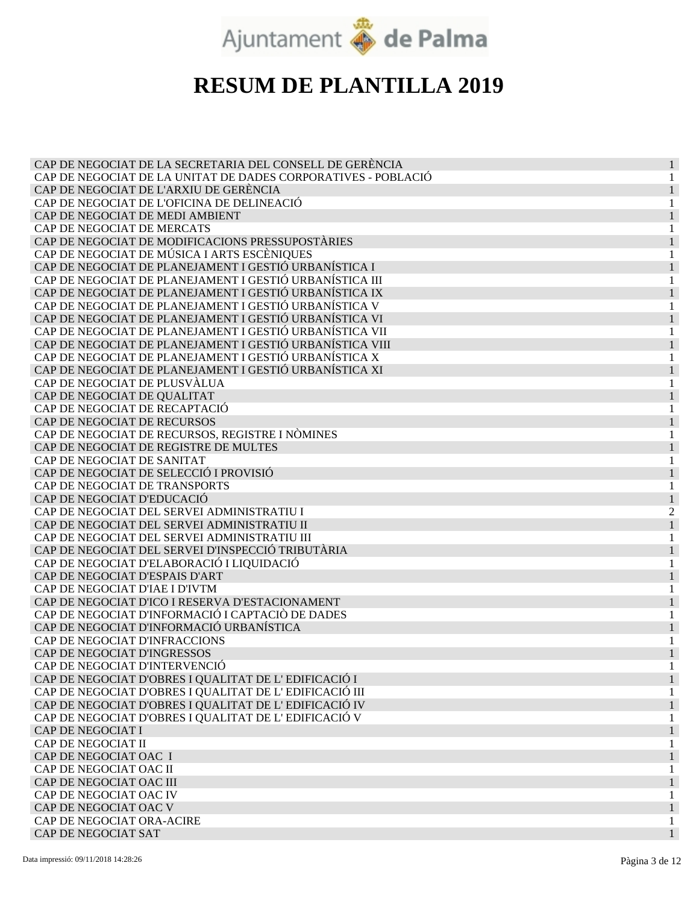Ajuntament de Palma

# RESUM DE PLANTILLA 2019

| | |
|---|---|
| CAP DE NEGOCIAT DE LA SECRETARIA DEL CONSELL DE GERÈNCIA | 1 |
| CAP DE NEGOCIAT DE LA UNITAT DE DADES CORPORATIVES - POBLACIÓ | 1 |
| CAP DE NEGOCIAT DE L'ARXIU DE GERÈNCIA | 1 |
| CAP DE NEGOCIAT DE L'OFICINA DE DELINEACIÓ | 1 |
| CAP DE NEGOCIAT DE MEDI AMBIENT | 1 |
| CAP DE NEGOCIAT DE MERCATS | 1 |
| CAP DE NEGOCIAT DE MODIFICACIONS PRESSUPOSTÀRIES | 1 |
| CAP DE NEGOCIAT DE MÚSICA I ARTS ESCÈNIQUES | 1 |
| CAP DE NEGOCIAT DE PLANEJAMENT I GESTIÓ URBANÍSTICA I | 1 |
| CAP DE NEGOCIAT DE PLANEJAMENT I GESTIÓ URBANÍSTICA III | 1 |
| CAP DE NEGOCIAT DE PLANEJAMENT I GESTIÓ URBANÍSTICA IX | 1 |
| CAP DE NEGOCIAT DE PLANEJAMENT I GESTIÓ URBANÍSTICA V | 1 |
| CAP DE NEGOCIAT DE PLANEJAMENT I GESTIÓ URBANÍSTICA VI | 1 |
| CAP DE NEGOCIAT DE PLANEJAMENT I GESTIÓ URBANÍSTICA VII | 1 |
| CAP DE NEGOCIAT DE PLANEJAMENT I GESTIÓ URBANÍSTICA VIII | 1 |
| CAP DE NEGOCIAT DE PLANEJAMENT I GESTIÓ URBANÍSTICA X | 1 |
| CAP DE NEGOCIAT DE PLANEJAMENT I GESTIÓ URBANÍSTICA XI | 1 |
| CAP DE NEGOCIAT DE PLUSVÀLUA | 1 |
| CAP DE NEGOCIAT DE QUALITAT | 1 |
| CAP DE NEGOCIAT DE RECAPTACIÓ | 1 |
| CAP DE NEGOCIAT DE RECURSOS | 1 |
| CAP DE NEGOCIAT DE RECURSOS, REGISTRE I NÒMINES | 1 |
| CAP DE NEGOCIAT DE REGISTRE DE MULTES | 1 |
| CAP DE NEGOCIAT DE SANITAT | 1 |
| CAP DE NEGOCIAT DE SELECCIÓ I PROVISIÓ | 1 |
| CAP DE NEGOCIAT DE TRANSPORTS | 1 |
| CAP DE NEGOCIAT D'EDUCACIÓ | 1 |
| CAP DE NEGOCIAT DEL SERVEI ADMINISTRATIU I | 2 |
| CAP DE NEGOCIAT DEL SERVEI ADMINISTRATIU II | 1 |
| CAP DE NEGOCIAT DEL SERVEI ADMINISTRATIU III | 1 |
| CAP DE NEGOCIAT DEL SERVEI D'INSPECCIÓ TRIBUTÀRIA | 1 |
| CAP DE NEGOCIAT D'ELABORACIÓ I LIQUIDACIÓ | 1 |
| CAP DE NEGOCIAT D'ESPAIS D'ART | 1 |
| CAP DE NEGOCIAT D'IAE I D'IVTM | 1 |
| CAP DE NEGOCIAT D'ICO I RESERVA D'ESTACIONAMENT | 1 |
| CAP DE NEGOCIAT D'INFORMACIÓ I CAPTACIÒ DE DADES | 1 |
| CAP DE NEGOCIAT D'INFORMACIÓ URBANÍSTICA | 1 |
| CAP DE NEGOCIAT D'INFRACCIONS | 1 |
| CAP DE NEGOCIAT D'INGRESSOS | 1 |
| CAP DE NEGOCIAT D'INTERVENCIÓ | 1 |
| CAP DE NEGOCIAT D'OBRES I QUALITAT DE L' EDIFICACIÓ I | 1 |
| CAP DE NEGOCIAT D'OBRES I QUALITAT DE L' EDIFICACIÓ III | 1 |
| CAP DE NEGOCIAT D'OBRES I QUALITAT DE L' EDIFICACIÓ IV | 1 |
| CAP DE NEGOCIAT D'OBRES I QUALITAT DE L' EDIFICACIÓ V | 1 |
| CAP DE NEGOCIAT I | 1 |
| CAP DE NEGOCIAT II | 1 |
| CAP DE NEGOCIAT OAC I | 1 |
| CAP DE NEGOCIAT OAC II | 1 |
| CAP DE NEGOCIAT OAC III | 1 |
| CAP DE NEGOCIAT OAC IV | 1 |
| CAP DE NEGOCIAT OAC V | 1 |
| CAP DE NEGOCIAT ORA-ACIRE | 1 |
| CAP DE NEGOCIAT SAT | 1 |

Data impressió: 09/11/2018 14:28:26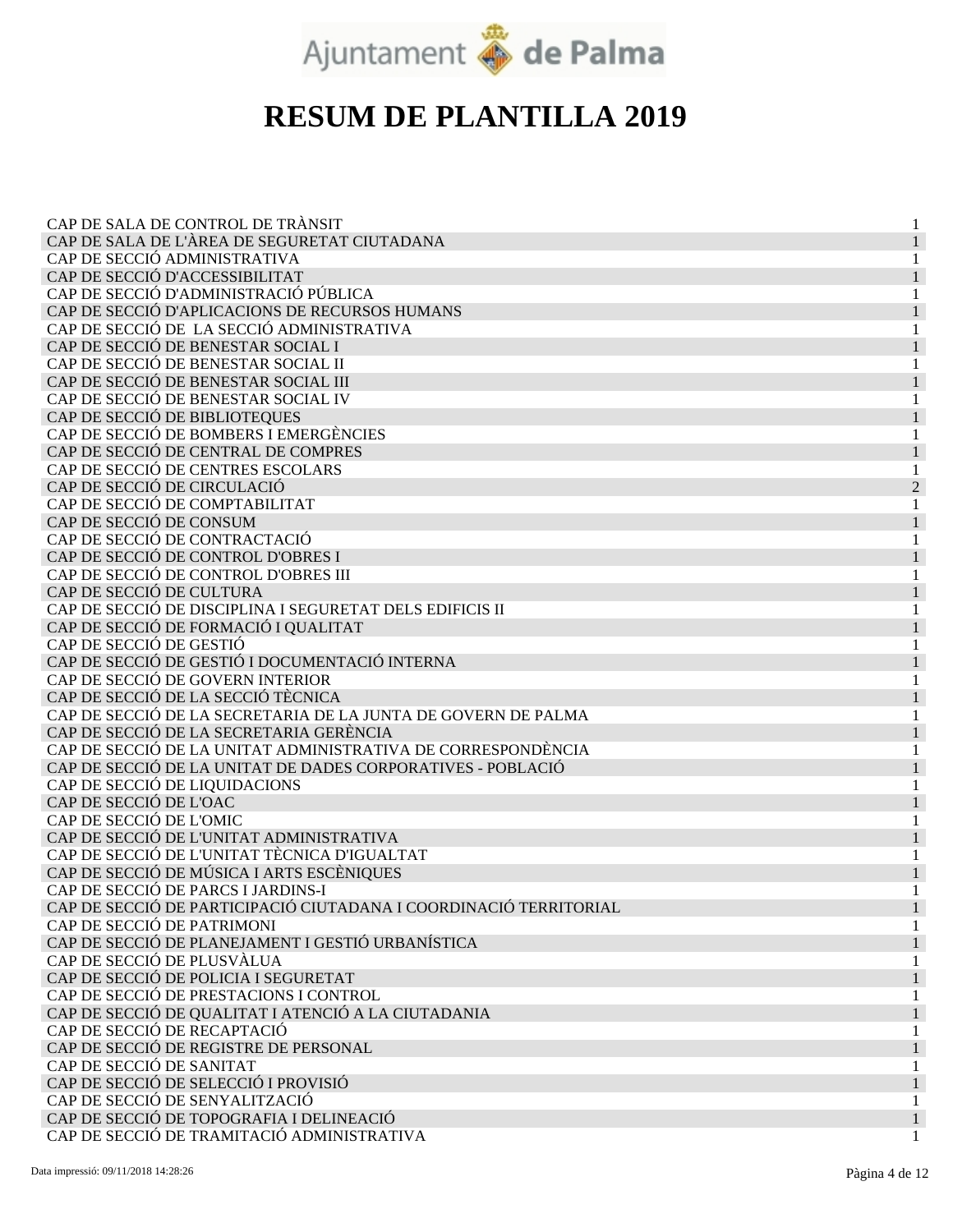Ajuntament de Palma

# RESUM DE PLANTILLA 2019

| | |
|---|---|
| CAP DE SALA DE CONTROL DE TRÀNSIT | 1 |
| CAP DE SALA DE L'ÀREA DE SEGURETAT CIUTADANA | 1 |
| CAP DE SECCIÓ ADMINISTRATIVA | 1 |
| CAP DE SECCIÓ D'ACCESSIBILITAT | 1 |
| CAP DE SECCIÓ D'ADMINISTRACIÓ PÚBLICA | 1 |
| CAP DE SECCIÓ D'APLICACIONS DE RECURSOS HUMANS | 1 |
| CAP DE SECCIÓ DE LA SECCIÓ ADMINISTRATIVA | 1 |
| CAP DE SECCIÓ DE BENESTAR SOCIAL I | 1 |
| CAP DE SECCIÓ DE BENESTAR SOCIAL II | 1 |
| CAP DE SECCIÓ DE BENESTAR SOCIAL III | 1 |
| CAP DE SECCIÓ DE BENESTAR SOCIAL IV | 1 |
| CAP DE SECCIÓ DE BIBLIOTEQUES | 1 |
| CAP DE SECCIÓ DE BOMBERS I EMERGÈNCIES | 1 |
| CAP DE SECCIÓ DE CENTRAL DE COMPRES | 1 |
| CAP DE SECCIÓ DE CENTRES ESCOLARS | 1 |
| CAP DE SECCIÓ DE CIRCULACIÓ | 2 |
| CAP DE SECCIÓ DE COMPTABILITAT | 1 |
| CAP DE SECCIÓ DE CONSUM | 1 |
| CAP DE SECCIÓ DE CONTRACTACIÓ | 1 |
| CAP DE SECCIÓ DE CONTROL D'OBRES I | 1 |
| CAP DE SECCIÓ DE CONTROL D'OBRES III | 1 |
| CAP DE SECCIÓ DE CULTURA | 1 |
| CAP DE SECCIÓ DE DISCIPLINA I SEGURETAT DELS EDIFICIS II | 1 |
| CAP DE SECCIÓ DE FORMACIÓ I QUALITAT | 1 |
| CAP DE SECCIÓ DE GESTIÓ | 1 |
| CAP DE SECCIÓ DE GESTIÓ I DOCUMENTACIÓ INTERNA | 1 |
| CAP DE SECCIÓ DE GOVERN INTERIOR | 1 |
| CAP DE SECCIÓ DE LA SECCIÓ TÈCNICA | 1 |
| CAP DE SECCIÓ DE LA SECRETARIA DE LA JUNTA DE GOVERN DE PALMA | 1 |
| CAP DE SECCIÓ DE LA SECRETARIA GERÈNCIA | 1 |
| CAP DE SECCIÓ DE LA UNITAT ADMINISTRATIVA DE CORRESPONDÈNCIA | 1 |
| CAP DE SECCIÓ DE LA UNITAT DE DADES CORPORATIVES - POBLACIÓ | 1 |
| CAP DE SECCIÓ DE LIQUIDACIONS | 1 |
| CAP DE SECCIÓ DE L'OAC | 1 |
| CAP DE SECCIÓ DE L'OMIC | 1 |
| CAP DE SECCIÓ DE L'UNITAT ADMINISTRATIVA | 1 |
| CAP DE SECCIÓ DE L'UNITAT TÈCNICA D'IGUALTAT | 1 |
| CAP DE SECCIÓ DE MÚSICA I ARTS ESCÈNIQUES | 1 |
| CAP DE SECCIÓ DE PARCS I JARDINS-I | 1 |
| CAP DE SECCIÓ DE PARTICIPACIÓ CIUTADANA I COORDINACIÓ TERRITORIAL | 1 |
| CAP DE SECCIÓ DE PATRIMONI | 1 |
| CAP DE SECCIÓ DE PLANEJAMENT I GESTIÓ URBANÍSTICA | 1 |
| CAP DE SECCIÓ DE PLUSVÀLUA | 1 |
| CAP DE SECCIÓ DE POLICIA I SEGURETAT | 1 |
| CAP DE SECCIÓ DE PRESTACIONS I CONTROL | 1 |
| CAP DE SECCIÓ DE QUALITAT I ATENCIÓ A LA CIUTADANIA | 1 |
| CAP DE SECCIÓ DE RECAPTACIÓ | 1 |
| CAP DE SECCIÓ DE REGISTRE DE PERSONAL | 1 |
| CAP DE SECCIÓ DE SANITAT | 1 |
| CAP DE SECCIÓ DE SELECCIÓ I PROVISIÓ | 1 |
| CAP DE SECCIÓ DE SENYALITZACIÓ | 1 |
| CAP DE SECCIÓ DE TOPOGRAFIA I DELINEACIÓ | 1 |
| CAP DE SECCIÓ DE TRAMITACIÓ ADMINISTRATIVA | 1 |

Data impressió: 09/11/2018 14:28:26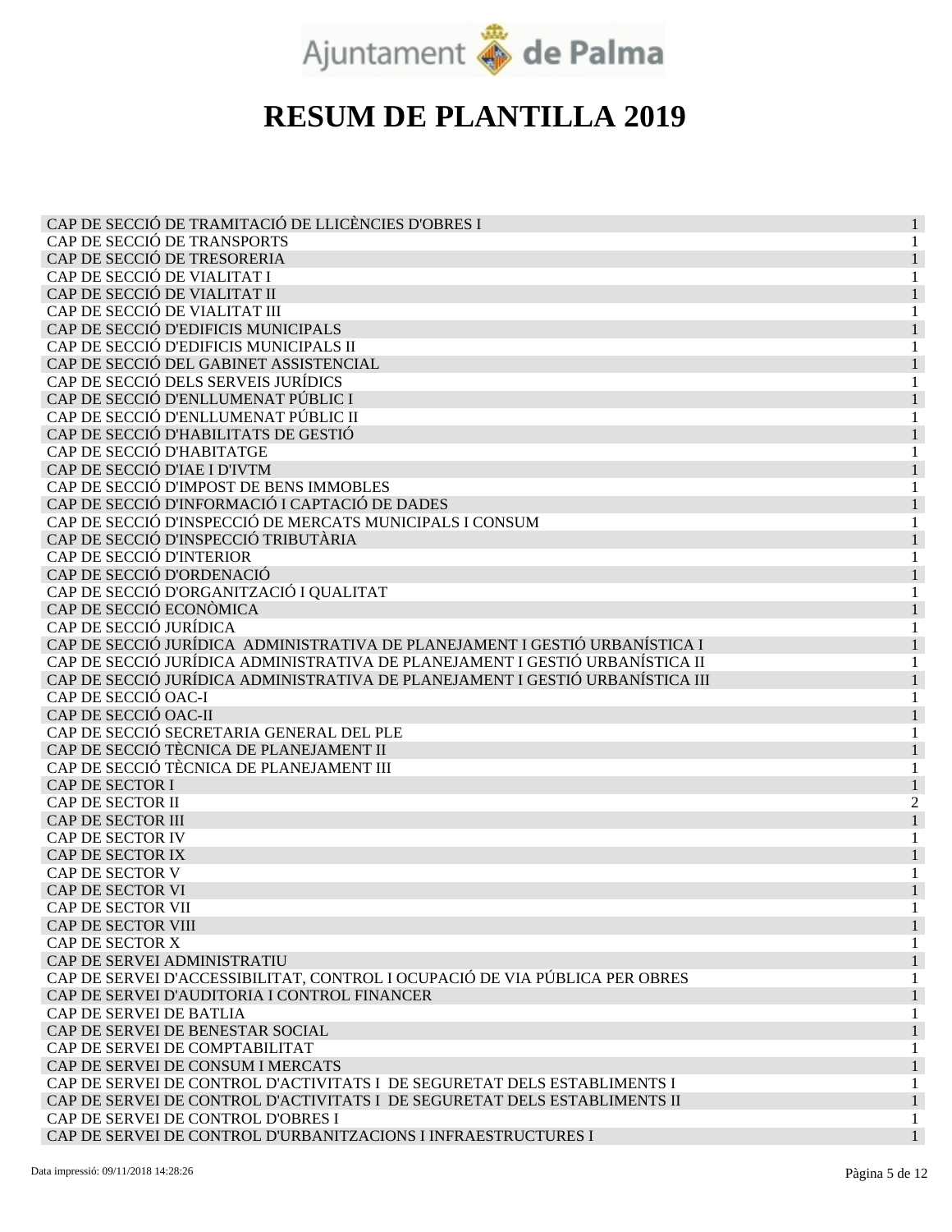# RESUM DE PLANTILLA 2019

| | |
|---|---|
| CAP DE SECCIÓ DE TRAMITACIÓ DE LLICÈNCIES D'OBRES I | 1 |
| CAP DE SECCIÓ DE TRANSPORTS | 1 |
| CAP DE SECCIÓ DE TRESORERIA | 1 |
| CAP DE SECCIÓ DE VIALITAT I | 1 |
| CAP DE SECCIÓ DE VIALITAT II | 1 |
| CAP DE SECCIÓ DE VIALITAT III | 1 |
| CAP DE SECCIÓ D'EDIFICIS MUNICIPALS | 1 |
| CAP DE SECCIÓ D'EDIFICIS MUNICIPALS II | 1 |
| CAP DE SECCIÓ DEL GABINET ASSISTENCIAL | 1 |
| CAP DE SECCIÓ DELS SERVEIS JURÍDICS | 1 |
| CAP DE SECCIÓ D'ENLLUMENAT PÚBLIC I | 1 |
| CAP DE SECCIÓ D'ENLLUMENAT PÚBLIC II | 1 |
| CAP DE SECCIÓ D'HABILITATS DE GESTIÓ | 1 |
| CAP DE SECCIÓ D'HABITATGE | 1 |
| CAP DE SECCIÓ D'IAE I D'IVTM | 1 |
| CAP DE SECCIÓ D'IMPOST DE BENS IMMOBLES | 1 |
| CAP DE SECCIÓ D'INFORMACIÓ I CAPTACIÓ DE DADES | 1 |
| CAP DE SECCIÓ D'INSPECCIÓ DE MERCATS MUNICIPALS I CONSUM | 1 |
| CAP DE SECCIÓ D'INSPECCIÓ TRIBUTÀRIA | 1 |
| CAP DE SECCIÓ D'INTERIOR | 1 |
| CAP DE SECCIÓ D'ORDENACIÓ | 1 |
| CAP DE SECCIÓ D'ORGANITZACIÓ I QUALITAT | 1 |
| CAP DE SECCIÓ ECONÒMICA | 1 |
| CAP DE SECCIÓ JURÍDICA | 1 |
| CAP DE SECCIÓ JURÍDICA ADMINISTRATIVA DE PLANEJAMENT I GESTIÓ URBANÍSTICA I | 1 |
| CAP DE SECCIÓ JURÍDICA ADMINISTRATIVA DE PLANEJAMENT I GESTIÓ URBANÍSTICA II | 1 |
| CAP DE SECCIÓ JURÍDICA ADMINISTRATIVA DE PLANEJAMENT I GESTIÓ URBANÍSTICA III | 1 |
| CAP DE SECCIÓ OAC-I | 1 |
| CAP DE SECCIÓ OAC-II | 1 |
| CAP DE SECCIÓ SECRETARIA GENERAL DEL PLE | 1 |
| CAP DE SECCIÓ TÈCNICA DE PLANEJAMENT II | 1 |
| CAP DE SECCIÓ TÈCNICA DE PLANEJAMENT III | 1 |
| CAP DE SECTOR I | 1 |
| CAP DE SECTOR II | 2 |
| CAP DE SECTOR III | 1 |
| CAP DE SECTOR IV | 1 |
| CAP DE SECTOR IX | 1 |
| CAP DE SECTOR V | 1 |
| CAP DE SECTOR VI | 1 |
| CAP DE SECTOR VII | 1 |
| CAP DE SECTOR VIII | 1 |
| CAP DE SECTOR X | 1 |
| CAP DE SERVEI ADMINISTRATIU | 1 |
| CAP DE SERVEI D'ACCESSIBILITAT, CONTROL I OCUPACIÓ DE VIA PÚBLICA PER OBRES | 1 |
| CAP DE SERVEI D'AUDITORIA I CONTROL FINANCER | 1 |
| CAP DE SERVEI DE BATLIA | 1 |
| CAP DE SERVEI DE BENESTAR SOCIAL | 1 |
| CAP DE SERVEI DE COMPTABILITAT | 1 |
| CAP DE SERVEI DE CONSUM I MERCATS | 1 |
| CAP DE SERVEI DE CONTROL D'ACTIVITATS I DE SEGURETAT DELS ESTABLIMENTS I | 1 |
| CAP DE SERVEI DE CONTROL D'ACTIVITATS I DE SEGURETAT DELS ESTABLIMENTS II | 1 |
| CAP DE SERVEI DE CONTROL D'OBRES I | 1 |
| CAP DE SERVEI DE CONTROL D'URBANITZACIONS I INFRAESTRUCTURES I | 1 |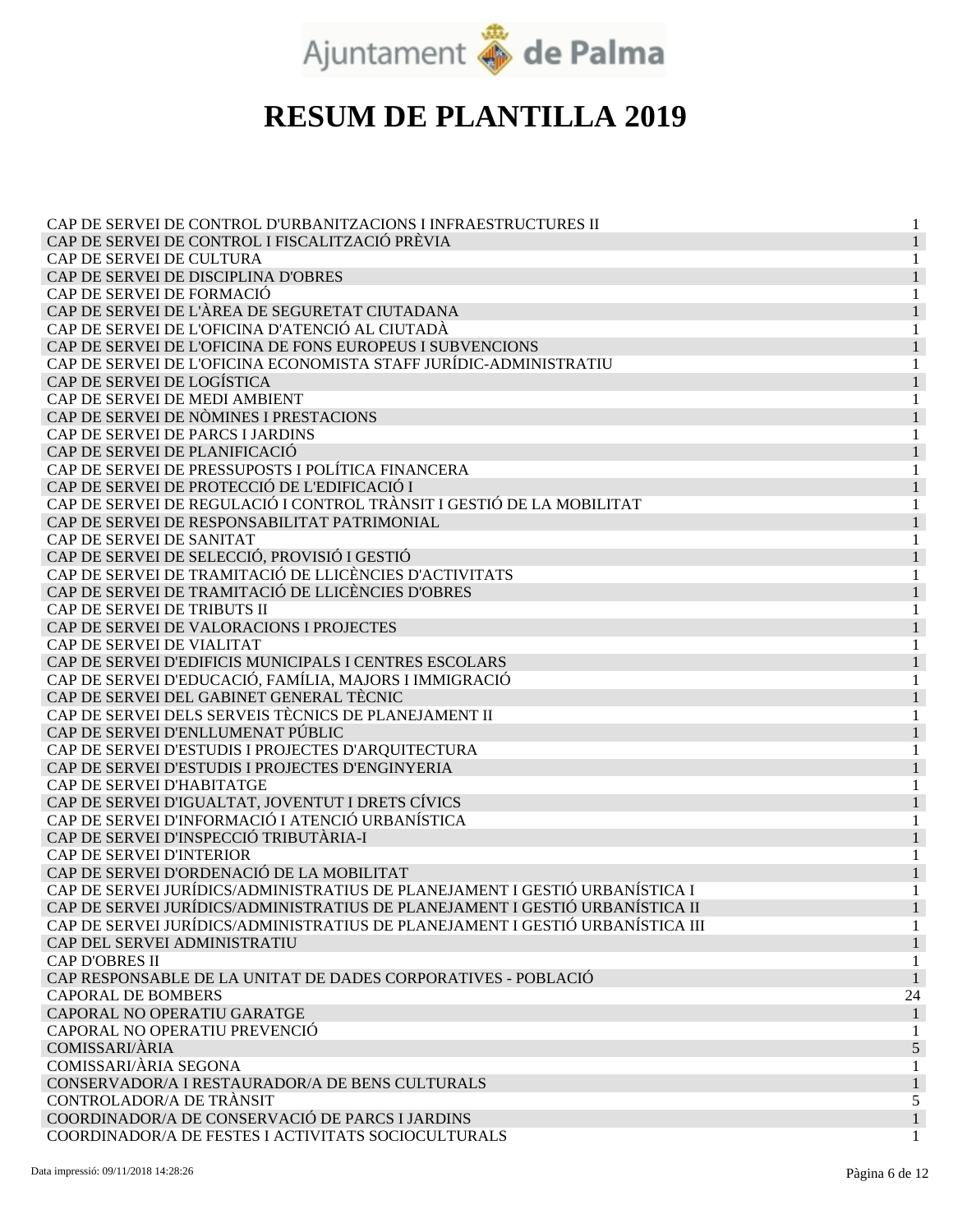# RESUM DE PLANTILLA 2019

| | |
|---|---|
| CAP DE SERVEI DE CONTROL D'URBANITZACIONS I INFRAESTRUCTURES II | 1 |
| CAP DE SERVEI DE CONTROL I FISCALITZACIÓ PRÈVIA | 1 |
| CAP DE SERVEI DE CULTURA | 1 |
| CAP DE SERVEI DE DISCIPLINA D'OBRES | 1 |
| CAP DE SERVEI DE FORMACIÓ | 1 |
| CAP DE SERVEI DE L'ÀREA DE SEGURETAT CIUTADANA | 1 |
| CAP DE SERVEI DE L'OFICINA D'ATENCIÓ AL CIUTADÀ | 1 |
| CAP DE SERVEI DE L'OFICINA DE FONS EUROPEUS I SUBVENCIONS | 1 |
| CAP DE SERVEI DE L'OFICINA ECONOMISTA STAFF JURÍDIC-ADMINISTRATIU | 1 |
| CAP DE SERVEI DE LOGÍSTICA | 1 |
| CAP DE SERVEI DE MEDI AMBIENT | 1 |
| CAP DE SERVEI DE NÒMINES I PRESTACIONS | 1 |
| CAP DE SERVEI DE PARCS I JARDINS | 1 |
| CAP DE SERVEI DE PLANIFICACIÓ | 1 |
| CAP DE SERVEI DE PRESSUPOSTS I POLÍTICA FINANCERA | 1 |
| CAP DE SERVEI DE PROTECCIÓ DE L'EDIFICACIÓ I | 1 |
| CAP DE SERVEI DE REGULACIÓ I CONTROL TRÀNSIT I GESTIÓ DE LA MOBILITAT | 1 |
| CAP DE SERVEI DE RESPONSABILITAT PATRIMONIAL | 1 |
| CAP DE SERVEI DE SANITAT | 1 |
| CAP DE SERVEI DE SELECCIÓ, PROVISIÓ I GESTIÓ | 1 |
| CAP DE SERVEI DE TRAMITACIÓ DE LLICÈNCIES D'ACTIVITATS | 1 |
| CAP DE SERVEI DE TRAMITACIÓ DE LLICÈNCIES D'OBRES | 1 |
| CAP DE SERVEI DE TRIBUTS II | 1 |
| CAP DE SERVEI DE VALORACIONS I PROJECTES | 1 |
| CAP DE SERVEI DE VIALITAT | 1 |
| CAP DE SERVEI D'EDIFICIS MUNICIPALS I CENTRES ESCOLARS | 1 |
| CAP DE SERVEI D'EDUCACIÓ, FAMÍLIA, MAJORS I IMMIGRACIÓ | 1 |
| CAP DE SERVEI DEL GABINET GENERAL TÈCNIC | 1 |
| CAP DE SERVEI DELS SERVEIS TÈCNICS DE PLANEJAMENT II | 1 |
| CAP DE SERVEI D'ENLLUMENAT PÚBLIC | 1 |
| CAP DE SERVEI D'ESTUDIS I PROJECTES D'ARQUITECTURA | 1 |
| CAP DE SERVEI D'ESTUDIS I PROJECTES D'ENGINYERIA | 1 |
| CAP DE SERVEI D'HABITATGE | 1 |
| CAP DE SERVEI D'IGUALTAT, JOVENTUT I DRETS CÍVICS | 1 |
| CAP DE SERVEI D'INFORMACIÓ I ATENCIÓ URBANÍSTICA | 1 |
| CAP DE SERVEI D'INSPECCIÓ TRIBUTÀRIA-I | 1 |
| CAP DE SERVEI D'INTERIOR | 1 |
| CAP DE SERVEI D'ORDENACIÓ DE LA MOBILITAT | 1 |
| CAP DE SERVEI JURÍDICS/ADMINISTRATIUS DE PLANEJAMENT I GESTIÓ URBANÍSTICA I | 1 |
| CAP DE SERVEI JURÍDICS/ADMINISTRATIUS DE PLANEJAMENT I GESTIÓ URBANÍSTICA II | 1 |
| CAP DE SERVEI JURÍDICS/ADMINISTRATIUS DE PLANEJAMENT I GESTIÓ URBANÍSTICA III | 1 |
| CAP DEL SERVEI ADMINISTRATIU | 1 |
| CAP D'OBRES II | 1 |
| CAP RESPONSABLE DE LA UNITAT DE DADES CORPORATIVES - POBLACIÓ | 1 |
| CAPORAL DE BOMBERS | 24 |
| CAPORAL NO OPERATIU GARATGE | 1 |
| CAPORAL NO OPERATIU PREVENCIÓ | 1 |
| COMISSARI/ÀRIA | 5 |
| COMISSARI/ÀRIA SEGONA | 1 |
| CONSERVADOR/A I RESTAURADOR/A DE BENS CULTURALS | 1 |
| CONTROLADOR/A DE TRÀNSIT | 5 |
| COORDINADOR/A DE CONSERVACIÓ DE PARCS I JARDINS | 1 |
| COORDINADOR/A DE FESTES I ACTIVITATS SOCIOCULTURALS | 1 |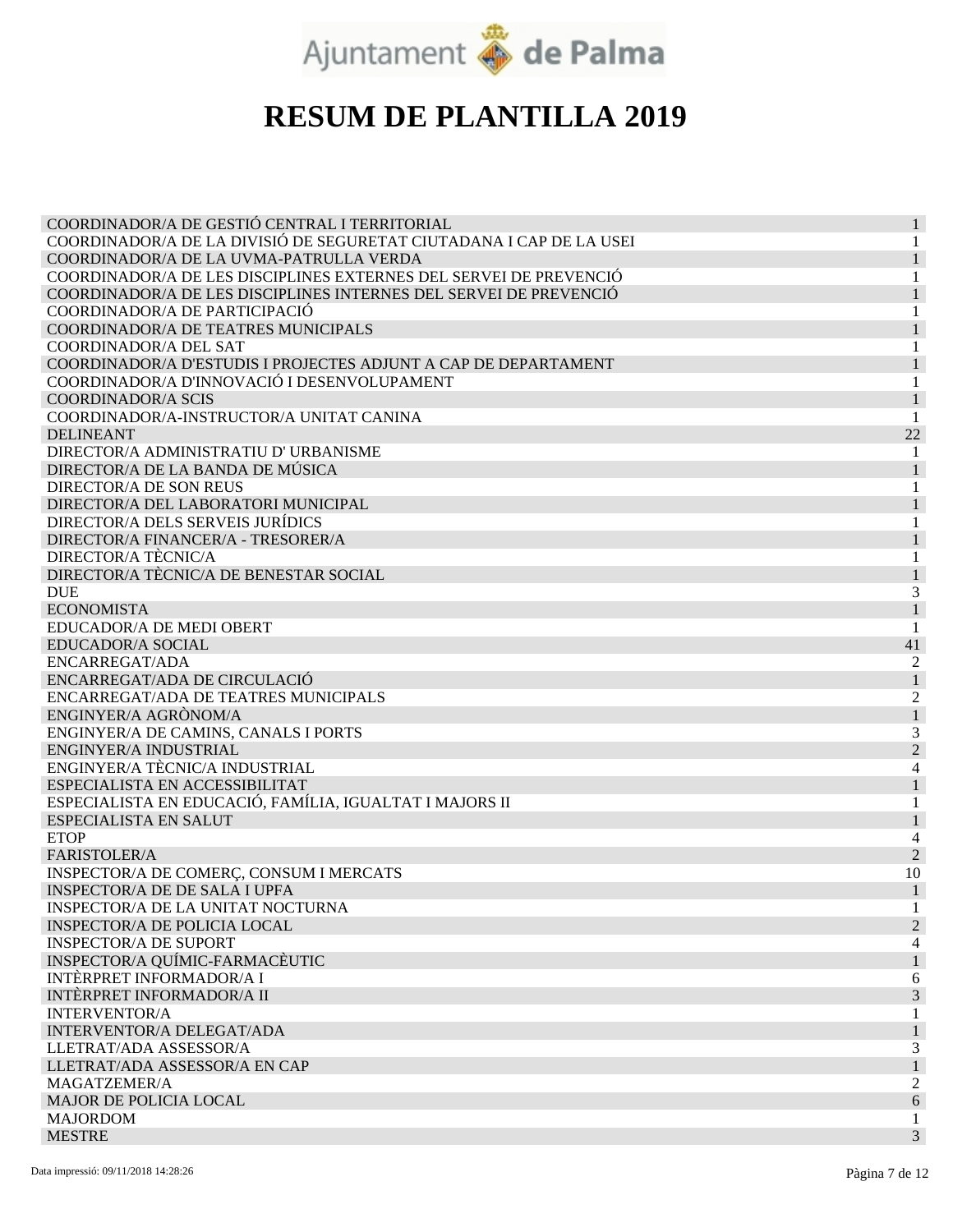# RESUM DE PLANTILLA 2019

| | |
|---|---|
| COORDINADOR/A DE GESTIÓ CENTRAL I TERRITORIAL | 1 |
| COORDINADOR/A DE LA DIVISIÓ DE SEGURETAT CIUTADANA I CAP DE LA USEI | 1 |
| COORDINADOR/A DE LA UVMA-PATRULLA VERDA | 1 |
| COORDINADOR/A DE LES DISCIPLINES EXTERNES DEL SERVEI DE PREVENCIÓ | 1 |
| COORDINADOR/A DE LES DISCIPLINES INTERNES DEL SERVEI DE PREVENCIÓ | 1 |
| COORDINADOR/A DE PARTICIPACIÓ | 1 |
| COORDINADOR/A DE TEATRES MUNICIPALS | 1 |
| COORDINADOR/A DEL SAT | 1 |
| COORDINADOR/A D'ESTUDIS I PROJECTES ADJUNT A CAP DE DEPARTAMENT | 1 |
| COORDINADOR/A D'INNOVACIÓ I DESENVOLUPAMENT | 1 |
| COORDINADOR/A SCIS | 1 |
| COORDINADOR/A-INSTRUCTOR/A UNITAT CANINA | 1 |
| DELINEANT | 22 |
| DIRECTOR/A ADMINISTRATIU D' URBANISME | 1 |
| DIRECTOR/A DE LA BANDA DE MÚSICA | 1 |
| DIRECTOR/A DE SON REUS | 1 |
| DIRECTOR/A DEL LABORATORI MUNICIPAL | 1 |
| DIRECTOR/A DELS SERVEIS JURÍDICS | 1 |
| DIRECTOR/A FINANCER/A - TRESORER/A | 1 |
| DIRECTOR/A TÈCNIC/A | 1 |
| DIRECTOR/A TÈCNIC/A DE BENESTAR SOCIAL | 1 |
| DUE | 3 |
| ECONOMISTA | 1 |
| EDUCADOR/A DE MEDI OBERT | 1 |
| EDUCADOR/A SOCIAL | 41 |
| ENCARREGAT/ADA | 2 |
| ENCARREGAT/ADA DE CIRCULACIÓ | 1 |
| ENCARREGAT/ADA DE TEATRES MUNICIPALS | 2 |
| ENGINYER/A AGRÒNOM/A | 1 |
| ENGINYER/A DE CAMINS, CANALS I PORTS | 3 |
| ENGINYER/A INDUSTRIAL | 2 |
| ENGINYER/A TÈCNIC/A INDUSTRIAL | 4 |
| ESPECIALISTA EN ACCESSIBILITAT | 1 |
| ESPECIALISTA EN EDUCACIÓ, FAMÍLIA, IGUALTAT I MAJORS II | 1 |
| ESPECIALISTA EN SALUT | 1 |
| ETOP | 4 |
| FARISTOLER/A | 2 |
| INSPECTOR/A DE COMERÇ, CONSUM I MERCATS | 10 |
| INSPECTOR/A DE DE SALA I UPFA | 1 |
| INSPECTOR/A DE LA UNITAT NOCTURNA | 1 |
| INSPECTOR/A DE POLICIA LOCAL | 2 |
| INSPECTOR/A DE SUPORT | 4 |
| INSPECTOR/A QUÍMIC-FARMACÈUTIC | 1 |
| INTÈRPRET INFORMADOR/A I | 6 |
| INTÈRPRET INFORMADOR/A II | 3 |
| INTERVENTOR/A | 1 |
| INTERVENTOR/A DELEGAT/ADA | 1 |
| LLETRAT/ADA ASSESSOR/A | 3 |
| LLETRAT/ADA ASSESSOR/A EN CAP | 1 |
| MAGATZEMER/A | 2 |
| MAJOR DE POLICIA LOCAL | 6 |
| MAJORDOM | 1 |
| MESTRE | 3 |

Data impressió: 09/11/2018 14:28:26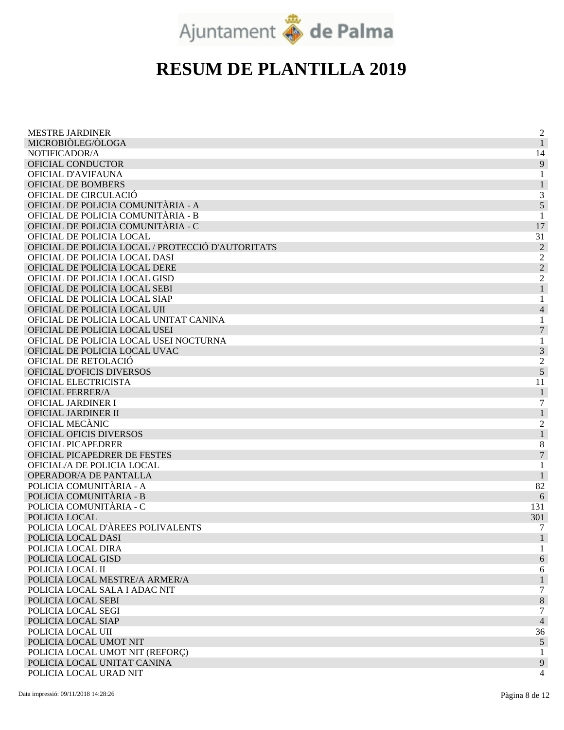# RESUM DE PLANTILLA 2019

| | |
|---|---|
| MESTRE JARDINER | 2 |
| MICROBIÒLEG/ÒLOGA | 1 |
| NOTIFICADOR/A | 14 |
| OFICIAL CONDUCTOR | 9 |
| OFICIAL D'AVIFAUNA | 1 |
| OFICIAL DE BOMBERS | 1 |
| OFICIAL DE CIRCULACIÓ | 3 |
| OFICIAL DE POLICIA COMUNITÀRIA - A | 5 |
| OFICIAL DE POLICIA COMUNITÀRIA - B | 1 |
| OFICIAL DE POLICIA COMUNITÀRIA - C | 17 |
| OFICIAL DE POLICIA LOCAL | 31 |
| OFICIAL DE POLICIA LOCAL / PROTECCIÓ D'AUTORITATS | 2 |
| OFICIAL DE POLICIA LOCAL DASI | 2 |
| OFICIAL DE POLICIA LOCAL DERE | 2 |
| OFICIAL DE POLICIA LOCAL GISD | 2 |
| OFICIAL DE POLICIA LOCAL SEBI | 1 |
| OFICIAL DE POLICIA LOCAL SIAP | 1 |
| OFICIAL DE POLICIA LOCAL UII | 4 |
| OFICIAL DE POLICIA LOCAL UNITAT CANINA | 1 |
| OFICIAL DE POLICIA LOCAL USEI | 7 |
| OFICIAL DE POLICIA LOCAL USEI NOCTURNA | 1 |
| OFICIAL DE POLICIA LOCAL UVAC | 3 |
| OFICIAL DE RETOLACIÓ | 2 |
| OFICIAL D'OFICIS DIVERSOS | 5 |
| OFICIAL ELECTRICISTA | 11 |
| OFICIAL FERRER/A | 1 |
| OFICIAL JARDINER I | 7 |
| OFICIAL JARDINER II | 1 |
| OFICIAL MECÀNIC | 2 |
| OFICIAL OFICIS DIVERSOS | 1 |
| OFICIAL PICAPEDRER | 8 |
| OFICIAL PICAPEDRER DE FESTES | 7 |
| OFICIAL/A DE POLICIA LOCAL | 1 |
| OPERADOR/A DE PANTALLA | 1 |
| POLICIA COMUNITÀRIA - A | 82 |
| POLICIA COMUNITÀRIA - B | 6 |
| POLICIA COMUNITÀRIA - C | 131 |
| POLICIA LOCAL | 301 |
| POLICIA LOCAL D'ÀREES POLIVALENTS | 7 |
| POLICIA LOCAL DASI | 1 |
| POLICIA LOCAL DIRA | 1 |
| POLICIA LOCAL GISD | 6 |
| POLICIA LOCAL II | 6 |
| POLICIA LOCAL MESTRE/A ARMER/A | 1 |
| POLICIA LOCAL SALA I ADAC NIT | 7 |
| POLICIA LOCAL SEBI | 8 |
| POLICIA LOCAL SEGI | 7 |
| POLICIA LOCAL SIAP | 4 |
| POLICIA LOCAL UII | 36 |
| POLICIA LOCAL UMOT NIT | 5 |
| POLICIA LOCAL UMOT NIT (REFORÇ) | 1 |
| POLICIA LOCAL UNITAT CANINA | 9 |
| POLICIA LOCAL URAD NIT | 4 |

Data impressió: 09/11/2018 14:28:26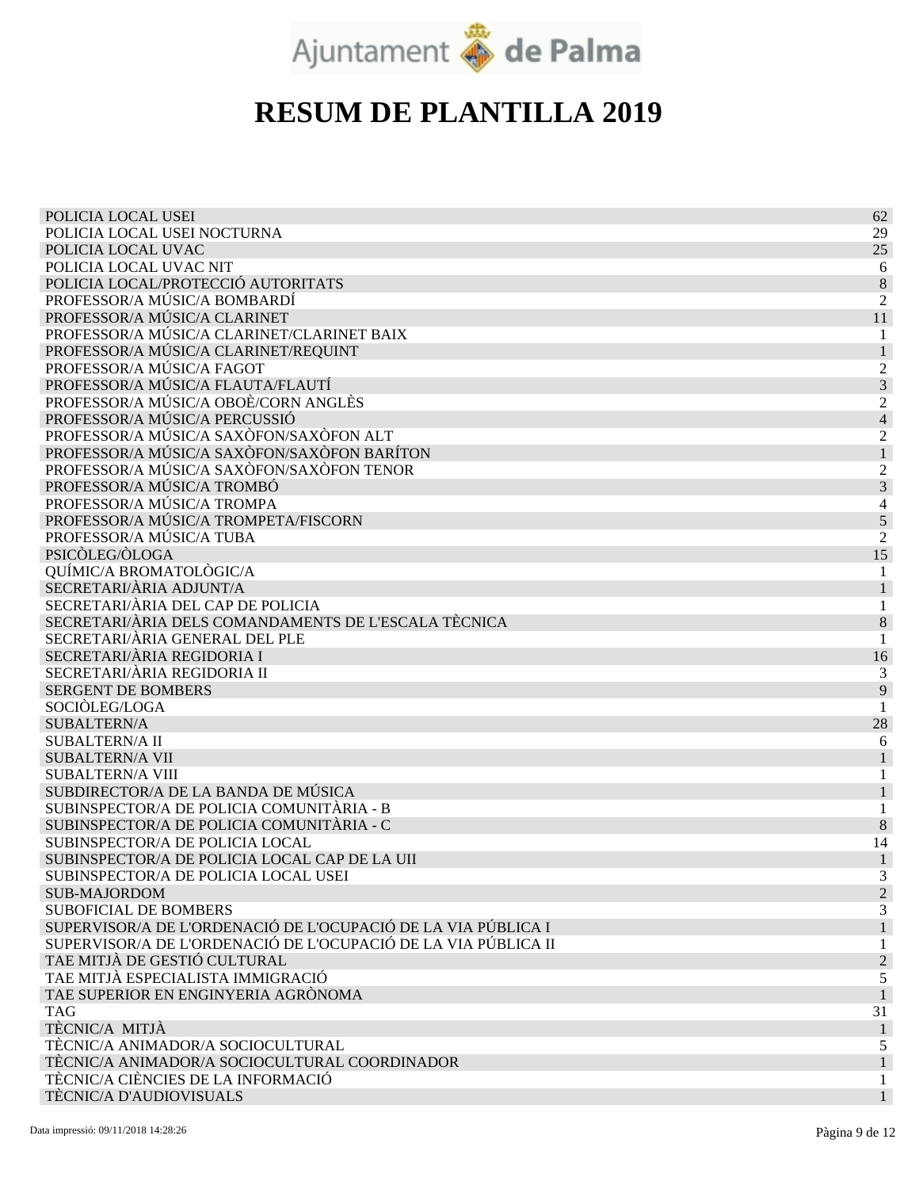# RESUM DE PLANTILLA 2019

| | |
|---|---|
| POLICIA LOCAL USEI | 62 |
| POLICIA LOCAL USEI NOCTURNA | 29 |
| POLICIA LOCAL UVAC | 25 |
| POLICIA LOCAL UVAC NIT | 6 |
| POLICIA LOCAL/PROTECCIÓ AUTORITATS | 8 |
| PROFESSOR/A MÚSIC/A BOMBARDÍ | 2 |
| PROFESSOR/A MÚSIC/A CLARINET | 11 |
| PROFESSOR/A MÚSIC/A CLARINET/CLARINET BAIX | 1 |
| PROFESSOR/A MÚSIC/A CLARINET/REQUINT | 1 |
| PROFESSOR/A MÚSIC/A FAGOT | 2 |
| PROFESSOR/A MÚSIC/A FLAUTA/FLAUTÍ | 3 |
| PROFESSOR/A MÚSIC/A OBOÈ/CORN ANGLÈS | 2 |
| PROFESSOR/A MÚSIC/A PERCUSSIÓ | 4 |
| PROFESSOR/A MÚSIC/A SAXÒFON/SAXÒFON ALT | 2 |
| PROFESSOR/A MÚSIC/A SAXÒFON/SAXÒFON BARÍTON | 1 |
| PROFESSOR/A MÚSIC/A SAXÒFON/SAXÒFON TENOR | 2 |
| PROFESSOR/A MÚSIC/A TROMBÓ | 3 |
| PROFESSOR/A MÚSIC/A TROMPA | 4 |
| PROFESSOR/A MÚSIC/A TROMPETA/FISCORN | 5 |
| PROFESSOR/A MÚSIC/A TUBA | 2 |
| PSICÒLEG/ÒLOGA | 15 |
| QUÍMIC/A BROMATOLÒGIC/A | 1 |
| SECRETARI/ÀRIA ADJUNT/A | 1 |
| SECRETARI/ÀRIA DEL CAP DE POLICIA | 1 |
| SECRETARI/ÀRIA DELS COMANDAMENTS DE L'ESCALA TÈCNICA | 8 |
| SECRETARI/ÀRIA GENERAL DEL PLE | 1 |
| SECRETARI/ÀRIA REGIDORIA I | 16 |
| SECRETARI/ÀRIA REGIDORIA II | 3 |
| SERGENT DE BOMBERS | 9 |
| SOCIÒLEG/LOGA | 1 |
| SUBALTERN/A | 28 |
| SUBALTERN/A II | 6 |
| SUBALTERN/A VII | 1 |
| SUBALTERN/A VIII | 1 |
| SUBDIRECTOR/A DE LA BANDA DE MÚSICA | 1 |
| SUBINSPECTOR/A DE POLICIA COMUNITÀRIA - B | 1 |
| SUBINSPECTOR/A DE POLICIA COMUNITÀRIA - C | 8 |
| SUBINSPECTOR/A DE POLICIA LOCAL | 14 |
| SUBINSPECTOR/A DE POLICIA LOCAL CAP DE LA UII | 1 |
| SUBINSPECTOR/A DE POLICIA LOCAL USEI | 3 |
| SUB-MAJORDOM | 2 |
| SUBOFICIAL DE BOMBERS | 3 |
| SUPERVISOR/A DE L'ORDENACIÓ DE L'OCUPACIÓ DE LA VIA PÚBLICA I | 1 |
| SUPERVISOR/A DE L'ORDENACIÓ DE L'OCUPACIÓ DE LA VIA PÚBLICA II | 1 |
| TAE MITJÀ DE GESTIÓ CULTURAL | 2 |
| TAE MITJÀ ESPECIALISTA IMMIGRACIÓ | 5 |
| TAE SUPERIOR EN ENGINYERIA AGRÒNOMA | 1 |
| TAG | 31 |
| TÈCNIC/A MITJÀ | 1 |
| TÈCNIC/A ANIMADOR/A SOCIOCULTURAL | 5 |
| TÈCNIC/A ANIMADOR/A SOCIOCULTURAL COORDINADOR | 1 |
| TÈCNIC/A CIÈNCIES DE LA INFORMACIÓ | 1 |
| TÈCNIC/A D'AUDIOVISUALS | 1 |

Data impressió: 09/11/2018 14:28:26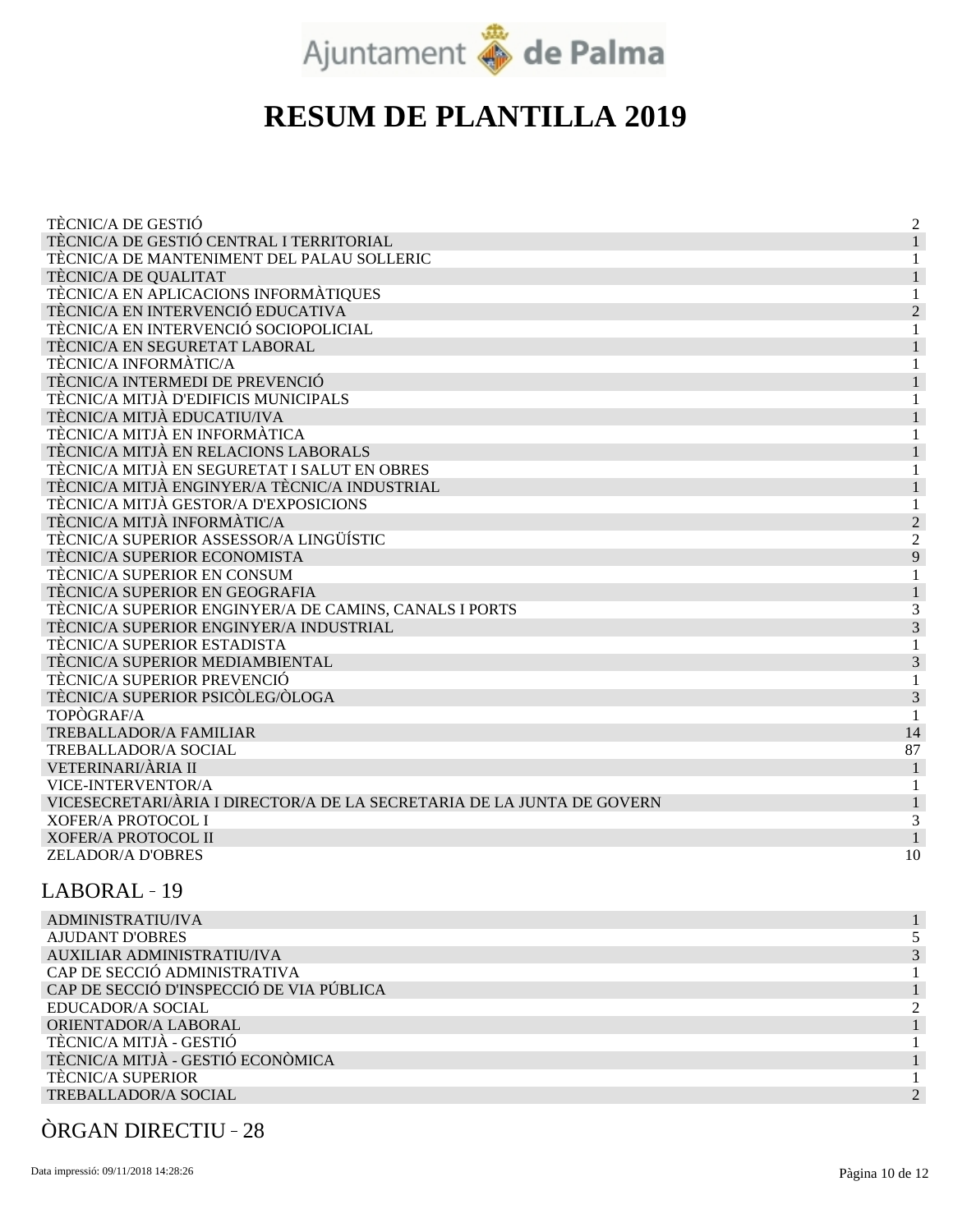# RESUM DE PLANTILLA 2019

| | |
|---|---|
| TÈCNIC/A DE GESTIÓ | 2 |
| TÈCNIC/A DE GESTIÓ CENTRAL I TERRITORIAL | 1 |
| TÈCNIC/A DE MANTENIMENT DEL PALAU SOLLERIC | 1 |
| TÈCNIC/A DE QUALITAT | 1 |
| TÈCNIC/A EN APLICACIONS INFORMÀTIQUES | 1 |
| TÈCNIC/A EN INTERVENCIÓ EDUCATIVA | 2 |
| TÈCNIC/A EN INTERVENCIÓ SOCIOPOLICIAL | 1 |
| TÈCNIC/A EN SEGURETAT LABORAL | 1 |
| TÈCNIC/A INFORMÀTIC/A | 1 |
| TÈCNIC/A INTERMEDI DE PREVENCIÓ | 1 |
| TÈCNIC/A MITJÀ D'EDIFICIS MUNICIPALS | 1 |
| TÈCNIC/A MITJÀ EDUCATIU/IVA | 1 |
| TÈCNIC/A MITJÀ EN INFORMÀTICA | 1 |
| TÈCNIC/A MITJÀ EN RELACIONS LABORALS | 1 |
| TÈCNIC/A MITJÀ EN SEGURETAT I SALUT EN OBRES | 1 |
| TÈCNIC/A MITJÀ ENGINYER/A TÈCNIC/A INDUSTRIAL | 1 |
| TÈCNIC/A MITJÀ GESTOR/A D'EXPOSICIONS | 1 |
| TÈCNIC/A MITJÀ INFORMÀTIC/A | 2 |
| TÈCNIC/A SUPERIOR ASSESSOR/A LINGÜÍSTIC | 2 |
| TÈCNIC/A SUPERIOR ECONOMISTA | 9 |
| TÈCNIC/A SUPERIOR EN CONSUM | 1 |
| TÈCNIC/A SUPERIOR EN GEOGRAFIA | 1 |
| TÈCNIC/A SUPERIOR ENGINYER/A DE CAMINS, CANALS I PORTS | 3 |
| TÈCNIC/A SUPERIOR ENGINYER/A INDUSTRIAL | 3 |
| TÈCNIC/A SUPERIOR ESTADISTA | 1 |
| TÈCNIC/A SUPERIOR MEDIAMBIENTAL | 3 |
| TÈCNIC/A SUPERIOR PREVENCIÓ | 1 |
| TÈCNIC/A SUPERIOR PSICÒLEG/ÒLOGA | 3 |
| TOPÒGRAF/A | 1 |
| TREBALLADOR/A FAMILIAR | 14 |
| TREBALLADOR/A SOCIAL | 87 |
| VETERINARI/ÀRIA II | 1 |
| VICE-INTERVENTOR/A | 1 |
| VICESECRETARI/ÀRIA I DIRECTOR/A DE LA SECRETARIA DE LA JUNTA DE GOVERN | 1 |
| XOFER/A PROTOCOL I | 3 |
| XOFER/A PROTOCOL II | 1 |
| ZELADOR/A D'OBRES | 10 |

## LABORAL - 19

| | |
|---|---|
| ADMINISTRATIU/IVA | 1 |
| AJUDANT D'OBRES | 5 |
| AUXILIAR ADMINISTRATIU/IVA | 3 |
| CAP DE SECCIÓ ADMINISTRATIVA | 1 |
| CAP DE SECCIÓ D'INSPECCIÓ DE VIA PÚBLICA | 1 |
| EDUCADOR/A SOCIAL | 2 |
| ORIENTADOR/A LABORAL | 1 |
| TÈCNIC/A MITJÀ - GESTIÓ | 1 |
| TÈCNIC/A MITJÀ - GESTIÓ ECONÒMICA | 1 |
| TÈCNIC/A SUPERIOR | 1 |
| TREBALLADOR/A SOCIAL | 2 |

## ÒRGAN DIRECTIU - 28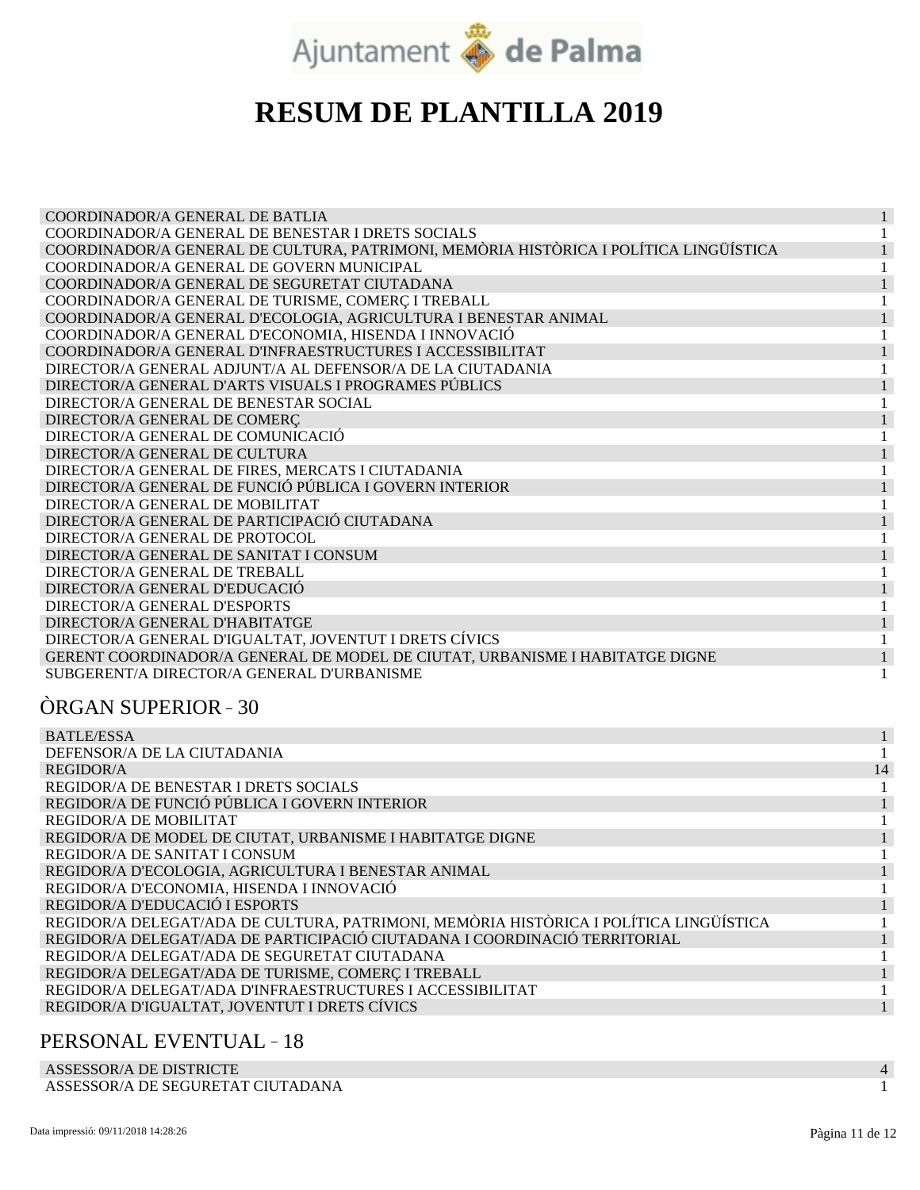# RESUM DE PLANTILLA 2019

| | |
|---|---|
| COORDINADOR/A GENERAL DE BATLIA | 1 |
| COORDINADOR/A GENERAL DE BENESTAR I DRETS SOCIALS | 1 |
| COORDINADOR/A GENERAL DE CULTURA, PATRIMONI, MEMÒRIA HISTÒRICA I POLÍTICA LINGÜÍSTICA | 1 |
| COORDINADOR/A GENERAL DE GOVERN MUNICIPAL | 1 |
| COORDINADOR/A GENERAL DE SEGURETAT CIUTADANA | 1 |
| COORDINADOR/A GENERAL DE TURISME, COMERÇ I TREBALL | 1 |
| COORDINADOR/A GENERAL D'ECOLOGIA, AGRICULTURA I BENESTAR ANIMAL | 1 |
| COORDINADOR/A GENERAL D'ECONOMIA, HISENDA I INNOVACIÓ | 1 |
| COORDINADOR/A GENERAL D'INFRAESTRUCTURES I ACCESSIBILITAT | 1 |
| DIRECTOR/A GENERAL ADJUNT/A AL DEFENSOR/A DE LA CIUTADANIA | 1 |
| DIRECTOR/A GENERAL D'ARTS VISUALS I PROGRAMES PÚBLICS | 1 |
| DIRECTOR/A GENERAL DE BENESTAR SOCIAL | 1 |
| DIRECTOR/A GENERAL DE COMERÇ | 1 |
| DIRECTOR/A GENERAL DE COMUNICACIÓ | 1 |
| DIRECTOR/A GENERAL DE CULTURA | 1 |
| DIRECTOR/A GENERAL DE FIRES, MERCATS I CIUTADANIA | 1 |
| DIRECTOR/A GENERAL DE FUNCIÓ PÚBLICA I GOVERN INTERIOR | 1 |
| DIRECTOR/A GENERAL DE MOBILITAT | 1 |
| DIRECTOR/A GENERAL DE PARTICIPACIÓ CIUTADANA | 1 |
| DIRECTOR/A GENERAL DE PROTOCOL | 1 |
| DIRECTOR/A GENERAL DE SANITAT I CONSUM | 1 |
| DIRECTOR/A GENERAL DE TREBALL | 1 |
| DIRECTOR/A GENERAL D'EDUCACIÓ | 1 |
| DIRECTOR/A GENERAL D'ESPORTS | 1 |
| DIRECTOR/A GENERAL D'HABITATGE | 1 |
| DIRECTOR/A GENERAL D'IGUALTAT, JOVENTUT I DRETS CÍVICS | 1 |
| GERENT COORDINADOR/A GENERAL DE MODEL DE CIUTAT, URBANISME I HABITATGE DIGNE | 1 |
| SUBGERENT/A DIRECTOR/A GENERAL D'URBANISME | 1 |

## ÒRGAN SUPERIOR - 30

| | |
|---|---|
| BATLE/ESSA | 1 |
| DEFENSOR/A DE LA CIUTADANIA | 1 |
| REGIDOR/A | 14 |
| REGIDOR/A DE BENESTAR I DRETS SOCIALS | 1 |
| REGIDOR/A DE FUNCIÓ PÚBLICA I GOVERN INTERIOR | 1 |
| REGIDOR/A DE MOBILITAT | 1 |
| REGIDOR/A DE MODEL DE CIUTAT, URBANISME I HABITATGE DIGNE | 1 |
| REGIDOR/A DE SANITAT I CONSUM | 1 |
| REGIDOR/A D'ECOLOGIA, AGRICULTURA I BENESTAR ANIMAL | 1 |
| REGIDOR/A D'ECONOMIA, HISENDA I INNOVACIÓ | 1 |
| REGIDOR/A D'EDUCACIÓ I ESPORTS | 1 |
| REGIDOR/A DELEGAT/ADA DE CULTURA, PATRIMONI, MEMÒRIA HISTÒRICA I POLÍTICA LINGÜÍSTICA | 1 |
| REGIDOR/A DELEGAT/ADA DE PARTICIPACIÓ CIUTADANA I COORDINACIÓ TERRITORIAL | 1 |
| REGIDOR/A DELEGAT/ADA DE SEGURETAT CIUTADANA | 1 |
| REGIDOR/A DELEGAT/ADA DE TURISME, COMERÇ I TREBALL | 1 |
| REGIDOR/A DELEGAT/ADA D'INFRAESTRUCTURES I ACCESSIBILITAT | 1 |
| REGIDOR/A D'IGUALTAT, JOVENTUT I DRETS CÍVICS | 1 |

## PERSONAL EVENTUAL - 18

| | |
|---|---|
| ASSESSOR/A DE DISTRICTE | 4 |
| ASSESSOR/A DE SEGURETAT CIUTADANA | 1 |

Data impressió: 09/11/2018 14:28:26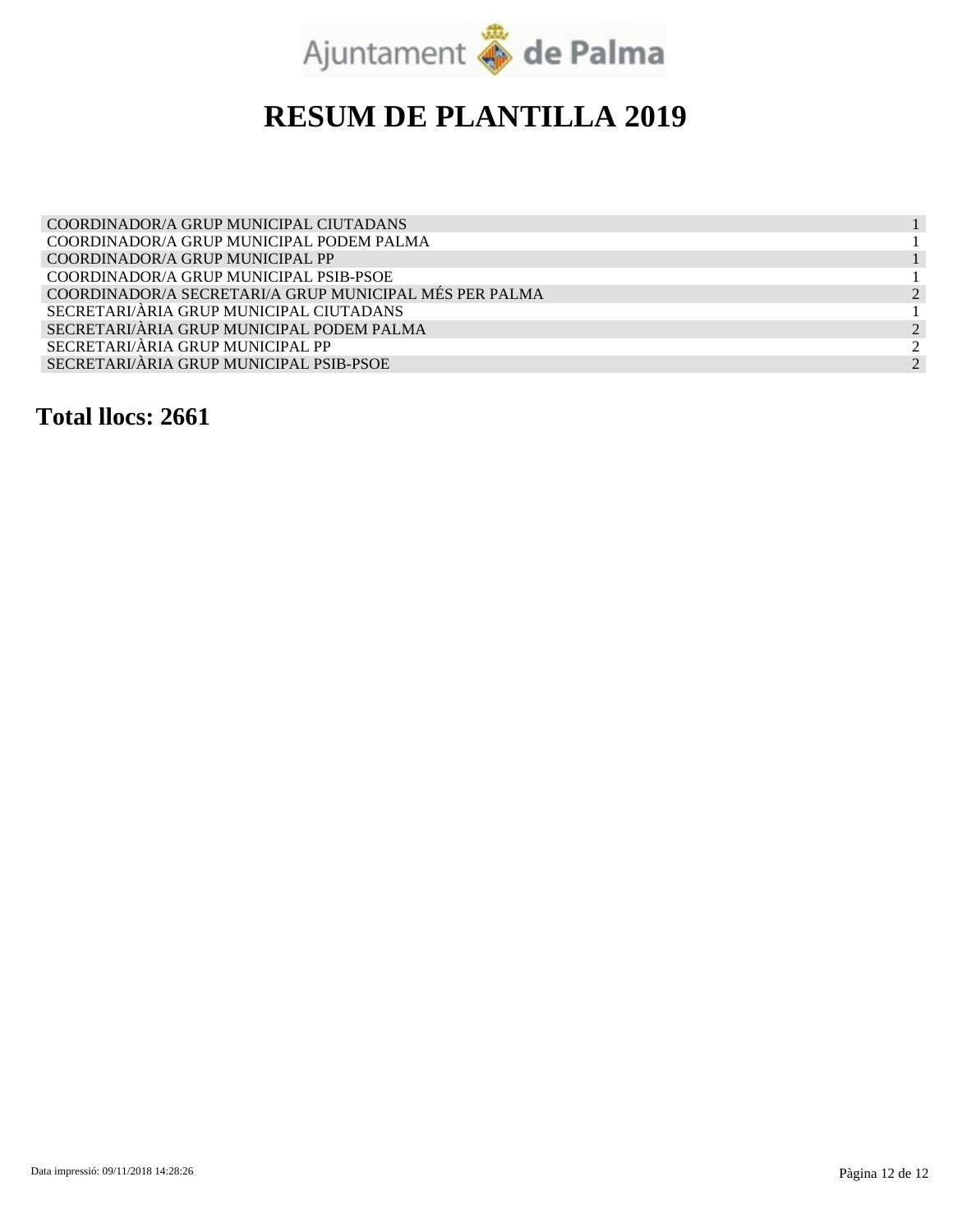# RESUM DE PLANTILLA 2019

| | |
|---|---|
| COORDINADOR/A GRUP MUNICIPAL CIUTADANS | 1 |
| COORDINADOR/A GRUP MUNICIPAL PODEM PALMA | 1 |
| COORDINADOR/A GRUP MUNICIPAL PP | 1 |
| COORDINADOR/A GRUP MUNICIPAL PSIB-PSOE | 1 |
| COORDINADOR/A SECRETARI/A GRUP MUNICIPAL MÉS PER PALMA | 2 |
| SECRETARI/ÀRIA GRUP MUNICIPAL CIUTADANS | 1 |
| SECRETARI/ÀRIA GRUP MUNICIPAL PODEM PALMA | 2 |
| SECRETARI/ÀRIA GRUP MUNICIPAL PP | 2 |
| SECRETARI/ÀRIA GRUP MUNICIPAL PSIB-PSOE | 2 |

## Total llocs: 2661

Data impressió: 09/11/2018 14:28:26